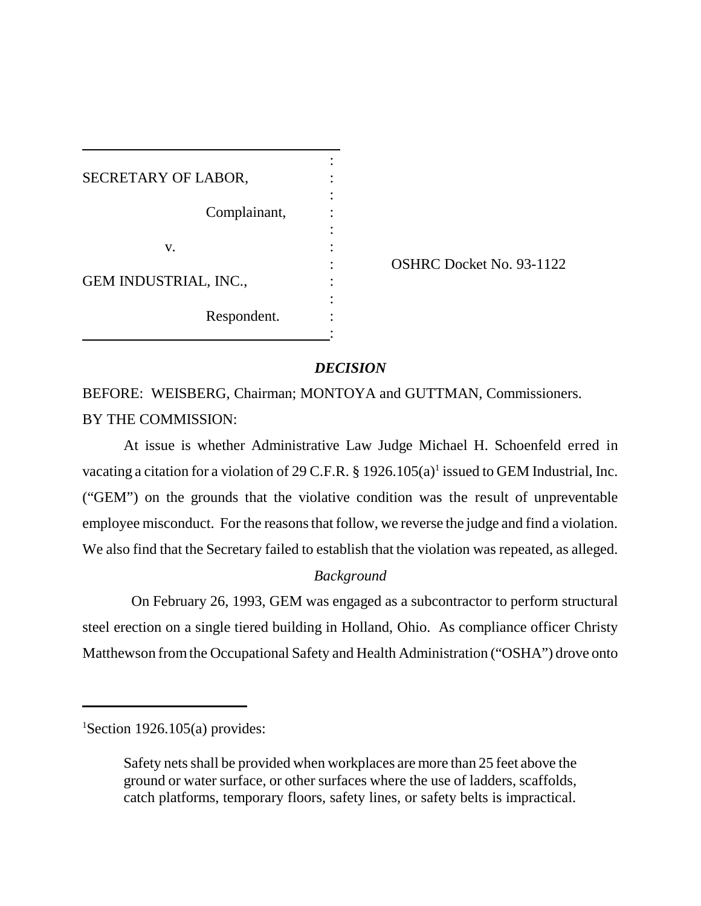| | |
|---|---|
| SECRETARY OF LABOR,<br><br>Complainant,<br><br>v.<br><br>GEM INDUSTRIAL, INC.,<br><br>Respondent. | OSHRC Docket No. 93-1122 |

## *DECISION*

BEFORE: WEISBERG, Chairman; MONTOYA and GUTTMAN, Commissioners.

BY THE COMMISSION:

At issue is whether Administrative Law Judge Michael H. Schoenfeld erred in vacating a citation for a violation of 29 C.F.R. § 1926.105(a)[1] issued to GEM Industrial, Inc. ("GEM") on the grounds that the violative condition was the result of unpreventable employee misconduct. For the reasons that follow, we reverse the judge and find a violation. We also find that the Secretary failed to establish that the violation was repeated, as alleged.

### *Background*

On February 26, 1993, GEM was engaged as a subcontractor to perform structural steel erection on a single tiered building in Holland, Ohio. As compliance officer Christy Matthewson from the Occupational Safety and Health Administration ("OSHA") drove onto

---

[1]Section 1926.105(a) provides:

> Safety nets shall be provided when workplaces are more than 25 feet above the ground or water surface, or other surfaces where the use of ladders, scaffolds, catch platforms, temporary floors, safety lines, or safety belts is impractical.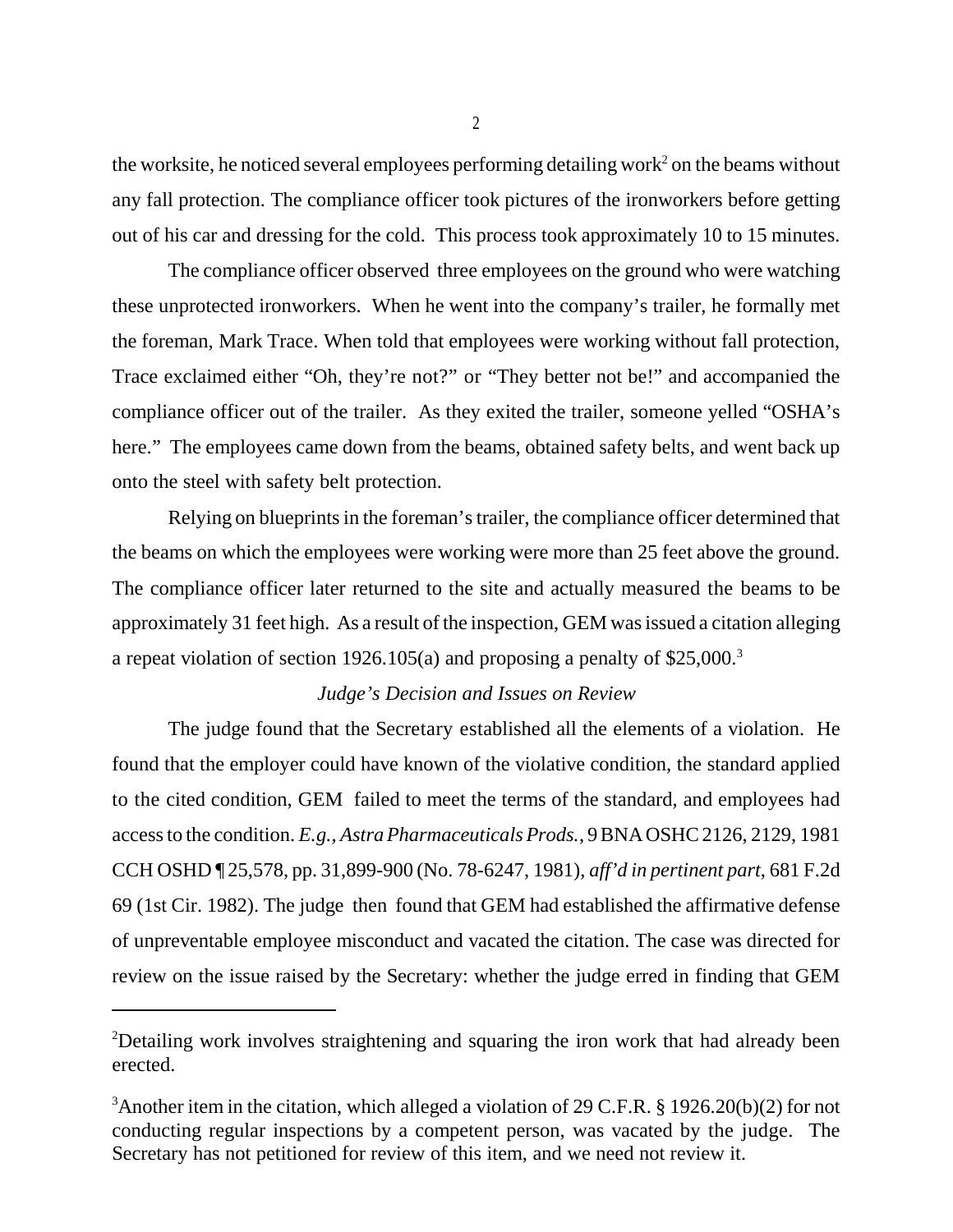the worksite, he noticed several employees performing detailing work[2] on the beams without any fall protection. The compliance officer took pictures of the ironworkers before getting out of his car and dressing for the cold. This process took approximately 10 to 15 minutes.

The compliance officer observed three employees on the ground who were watching these unprotected ironworkers. When he went into the company's trailer, he formally met the foreman, Mark Trace. When told that employees were working without fall protection, Trace exclaimed either "Oh, they're not?" or "They better not be!" and accompanied the compliance officer out of the trailer. As they exited the trailer, someone yelled "OSHA's here." The employees came down from the beams, obtained safety belts, and went back up onto the steel with safety belt protection.

Relying on blueprints in the foreman's trailer, the compliance officer determined that the beams on which the employees were working were more than 25 feet above the ground. The compliance officer later returned to the site and actually measured the beams to be approximately 31 feet high. As a result of the inspection, GEM was issued a citation alleging a repeat violation of section 1926.105(a) and proposing a penalty of $25,000.[3]

*Judge's Decision and Issues on Review*

The judge found that the Secretary established all the elements of a violation. He found that the employer could have known of the violative condition, the standard applied to the cited condition, GEM failed to meet the terms of the standard, and employees had access to the condition. *E.g., Astra Pharmaceuticals Prods.*, 9 BNA OSHC 2126, 2129, 1981 CCH OSHD ¶ 25,578, pp. 31,899-900 (No. 78-6247, 1981), *aff'd in pertinent part*, 681 F.2d 69 (1st Cir. 1982). The judge then found that GEM had established the affirmative defense of unpreventable employee misconduct and vacated the citation. The case was directed for review on the issue raised by the Secretary: whether the judge erred in finding that GEM

---

[2]Detailing work involves straightening and squaring the iron work that had already been erected.

[3]Another item in the citation, which alleged a violation of 29 C.F.R. § 1926.20(b)(2) for not conducting regular inspections by a competent person, was vacated by the judge. The Secretary has not petitioned for review of this item, and we need not review it.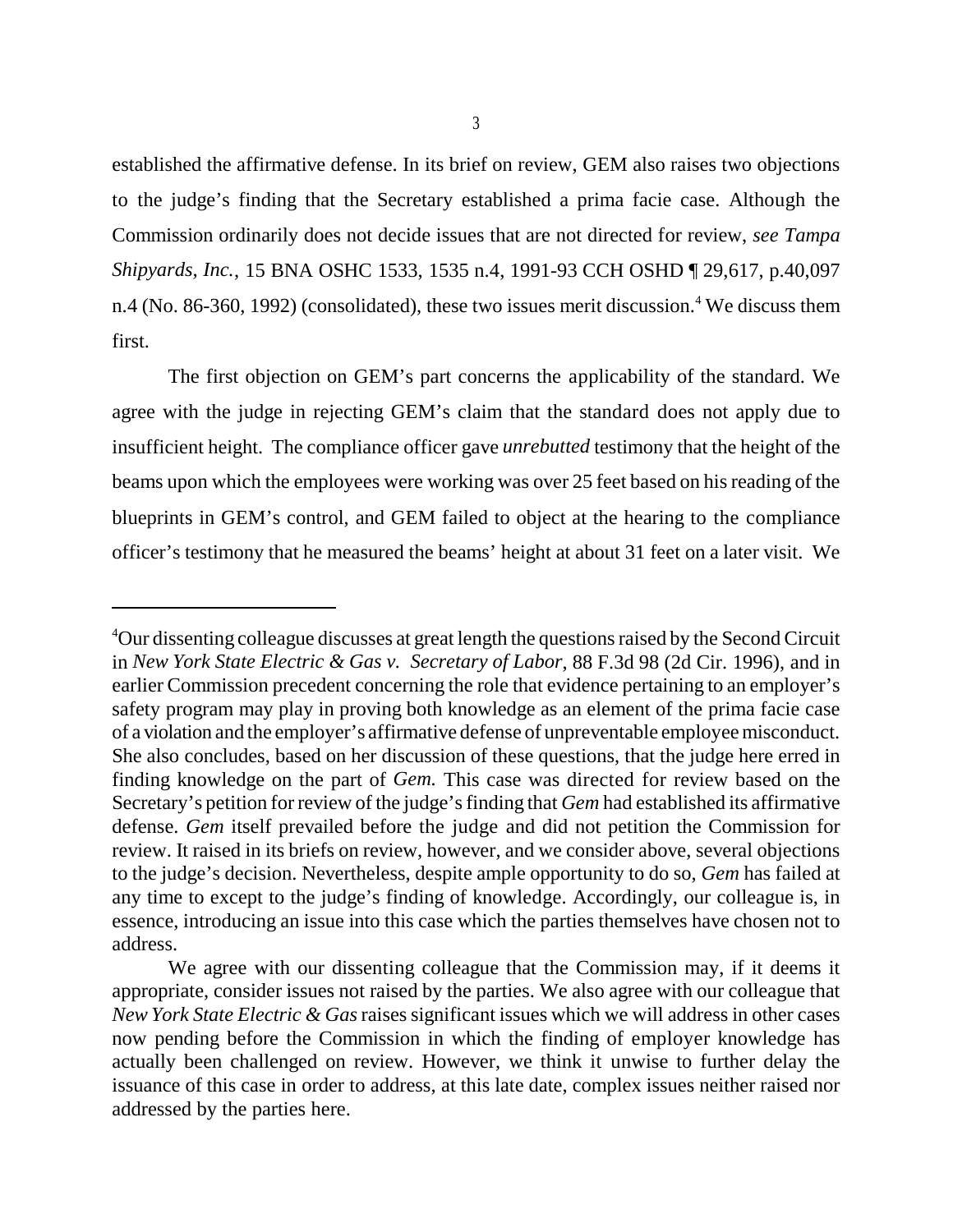established the affirmative defense. In its brief on review, GEM also raises two objections to the judge's finding that the Secretary established a prima facie case. Although the Commission ordinarily does not decide issues that are not directed for review, *see Tampa Shipyards, Inc.*, 15 BNA OSHC 1533, 1535 n.4, 1991-93 CCH OSHD ¶ 29,617, p.40,097 n.4 (No. 86-360, 1992) (consolidated), these two issues merit discussion.[4] We discuss them first.

The first objection on GEM's part concerns the applicability of the standard. We agree with the judge in rejecting GEM's claim that the standard does not apply due to insufficient height. The compliance officer gave *unrebutted* testimony that the height of the beams upon which the employees were working was over 25 feet based on his reading of the blueprints in GEM's control, and GEM failed to object at the hearing to the compliance officer's testimony that he measured the beams' height at about 31 feet on a later visit. We

---

[4]Our dissenting colleague discusses at great length the questions raised by the Second Circuit in *New York State Electric & Gas v. Secretary of Labor*, 88 F.3d 98 (2d Cir. 1996), and in earlier Commission precedent concerning the role that evidence pertaining to an employer's safety program may play in proving both knowledge as an element of the prima facie case of a violation and the employer's affirmative defense of unpreventable employee misconduct. She also concludes, based on her discussion of these questions, that the judge here erred in finding knowledge on the part of *Gem.* This case was directed for review based on the Secretary's petition for review of the judge's finding that *Gem* had established its affirmative defense. *Gem* itself prevailed before the judge and did not petition the Commission for review. It raised in its briefs on review, however, and we consider above, several objections to the judge's decision. Nevertheless, despite ample opportunity to do so, *Gem* has failed at any time to except to the judge's finding of knowledge. Accordingly, our colleague is, in essence, introducing an issue into this case which the parties themselves have chosen not to address.

We agree with our dissenting colleague that the Commission may, if it deems it appropriate, consider issues not raised by the parties. We also agree with our colleague that *New York State Electric & Gas* raises significant issues which we will address in other cases now pending before the Commission in which the finding of employer knowledge has actually been challenged on review. However, we think it unwise to further delay the issuance of this case in order to address, at this late date, complex issues neither raised nor addressed by the parties here.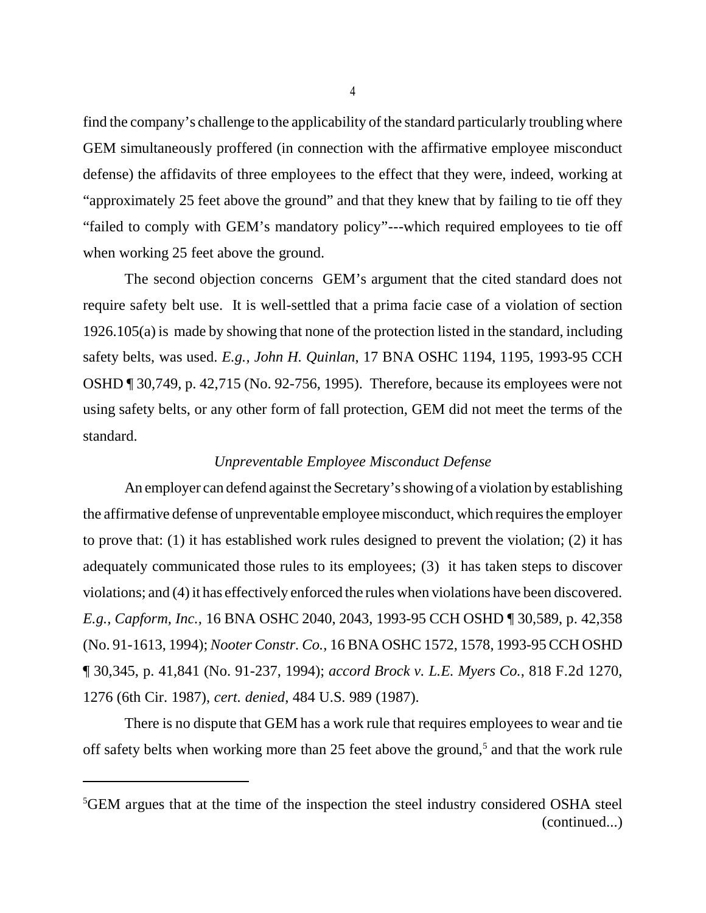find the company's challenge to the applicability of the standard particularly troubling where GEM simultaneously proffered (in connection with the affirmative employee misconduct defense) the affidavits of three employees to the effect that they were, indeed, working at "approximately 25 feet above the ground" and that they knew that by failing to tie off they "failed to comply with GEM's mandatory policy"---which required employees to tie off when working 25 feet above the ground.

The second objection concerns GEM's argument that the cited standard does not require safety belt use. It is well-settled that a prima facie case of a violation of section 1926.105(a) is made by showing that none of the protection listed in the standard, including safety belts, was used. *E.g., John H. Quinlan*, 17 BNA OSHC 1194, 1195, 1993-95 CCH OSHD ¶ 30,749, p. 42,715 (No. 92-756, 1995). Therefore, because its employees were not using safety belts, or any other form of fall protection, GEM did not meet the terms of the standard.

*Unpreventable Employee Misconduct Defense*

An employer can defend against the Secretary's showing of a violation by establishing the affirmative defense of unpreventable employee misconduct, which requires the employer to prove that: (1) it has established work rules designed to prevent the violation; (2) it has adequately communicated those rules to its employees; (3) it has taken steps to discover violations; and (4) it has effectively enforced the rules when violations have been discovered. *E.g., Capform, Inc.*, 16 BNA OSHC 2040, 2043, 1993-95 CCH OSHD ¶ 30,589, p. 42,358 (No. 91-1613, 1994); *Nooter Constr. Co.*, 16 BNA OSHC 1572, 1578, 1993-95 CCH OSHD ¶ 30,345, p. 41,841 (No. 91-237, 1994); *accord Brock v. L.E. Myers Co.*, 818 F.2d 1270, 1276 (6th Cir. 1987), *cert. denied*, 484 U.S. 989 (1987).

There is no dispute that GEM has a work rule that requires employees to wear and tie off safety belts when working more than 25 feet above the ground,[5] and that the work rule

---

[5]GEM argues that at the time of the inspection the steel industry considered OSHA steel (continued...)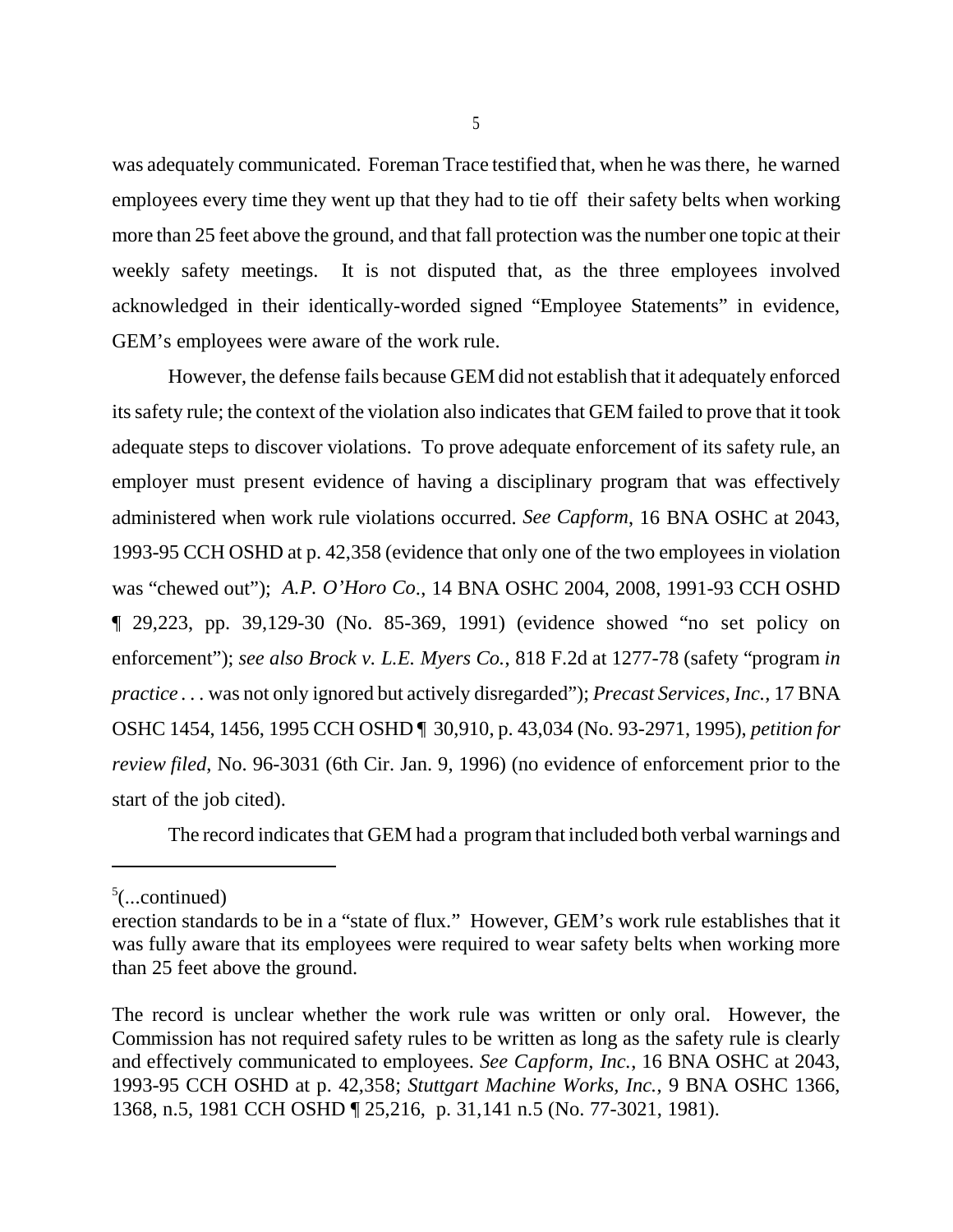was adequately communicated. Foreman Trace testified that, when he was there, he warned employees every time they went up that they had to tie off their safety belts when working more than 25 feet above the ground, and that fall protection was the number one topic at their weekly safety meetings. It is not disputed that, as the three employees involved acknowledged in their identically-worded signed "Employee Statements" in evidence, GEM's employees were aware of the work rule.

However, the defense fails because GEM did not establish that it adequately enforced its safety rule; the context of the violation also indicates that GEM failed to prove that it took adequate steps to discover violations. To prove adequate enforcement of its safety rule, an employer must present evidence of having a disciplinary program that was effectively administered when work rule violations occurred. *See Capform*, 16 BNA OSHC at 2043, 1993-95 CCH OSHD at p. 42,358 (evidence that only one of the two employees in violation was "chewed out"); *A.P. O'Horo Co.*, 14 BNA OSHC 2004, 2008, 1991-93 CCH OSHD ¶ 29,223, pp. 39,129-30 (No. 85-369, 1991) (evidence showed "no set policy on enforcement"); *see also Brock v. L.E. Myers Co.*, 818 F.2d at 1277-78 (safety "program *in practice* . . . was not only ignored but actively disregarded"); *Precast Services, Inc.*, 17 BNA OSHC 1454, 1456, 1995 CCH OSHD ¶ 30,910, p. 43,034 (No. 93-2971, 1995), *petition for review filed*, No. 96-3031 (6th Cir. Jan. 9, 1996) (no evidence of enforcement prior to the start of the job cited).

The record indicates that GEM had a program that included both verbal warnings and

---

[5](...continued)
erection standards to be in a "state of flux." However, GEM's work rule establishes that it was fully aware that its employees were required to wear safety belts when working more than 25 feet above the ground.

The record is unclear whether the work rule was written or only oral. However, the Commission has not required safety rules to be written as long as the safety rule is clearly and effectively communicated to employees. *See Capform, Inc.*, 16 BNA OSHC at 2043, 1993-95 CCH OSHD at p. 42,358; *Stuttgart Machine Works, Inc.*, 9 BNA OSHC 1366, 1368, n.5, 1981 CCH OSHD ¶ 25,216, p. 31,141 n.5 (No. 77-3021, 1981).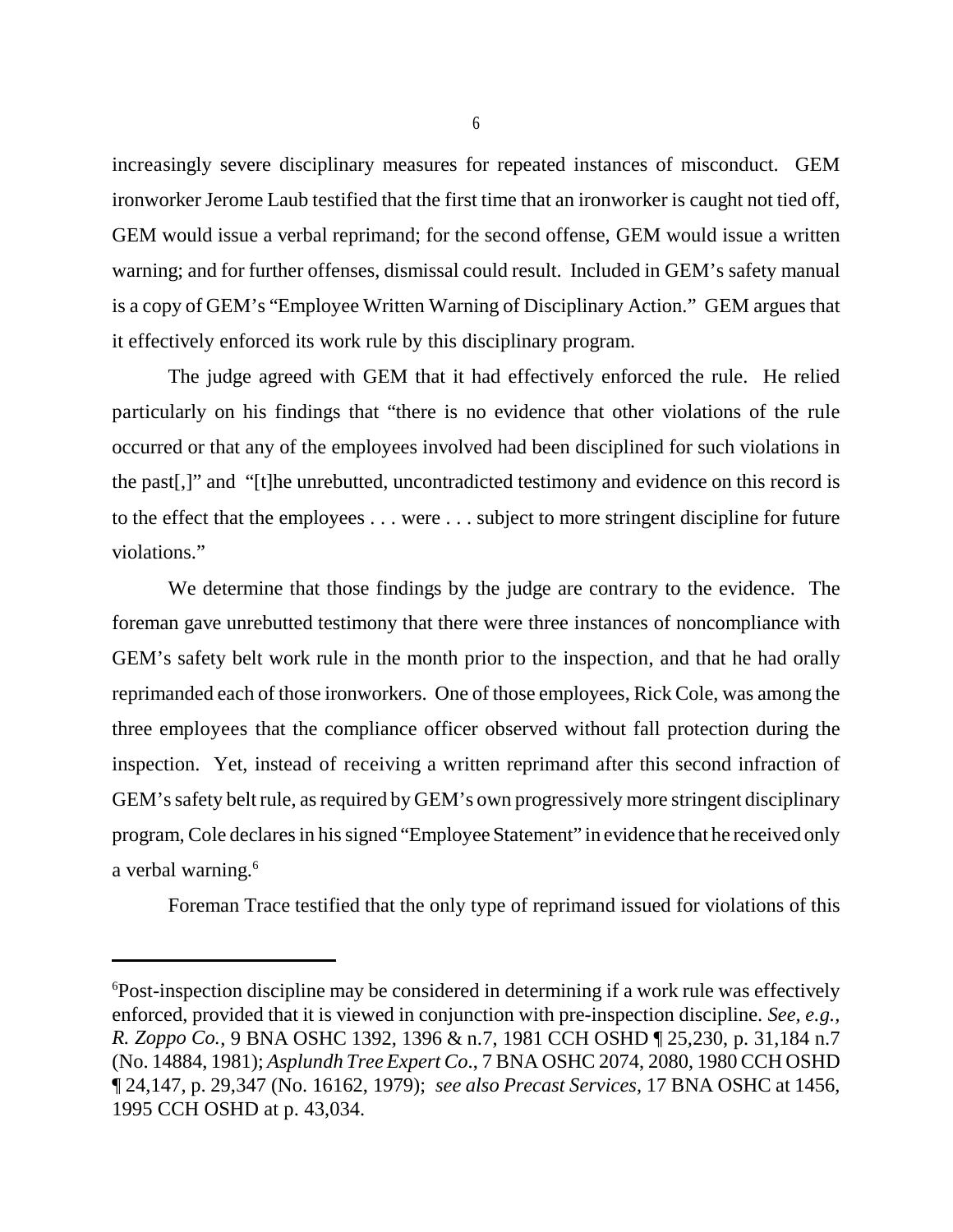increasingly severe disciplinary measures for repeated instances of misconduct. GEM ironworker Jerome Laub testified that the first time that an ironworker is caught not tied off, GEM would issue a verbal reprimand; for the second offense, GEM would issue a written warning; and for further offenses, dismissal could result. Included in GEM's safety manual is a copy of GEM's "Employee Written Warning of Disciplinary Action." GEM argues that it effectively enforced its work rule by this disciplinary program.

The judge agreed with GEM that it had effectively enforced the rule. He relied particularly on his findings that "there is no evidence that other violations of the rule occurred or that any of the employees involved had been disciplined for such violations in the past[,]" and "[t]he unrebutted, uncontradicted testimony and evidence on this record is to the effect that the employees . . . were . . . subject to more stringent discipline for future violations."

We determine that those findings by the judge are contrary to the evidence. The foreman gave unrebutted testimony that there were three instances of noncompliance with GEM's safety belt work rule in the month prior to the inspection, and that he had orally reprimanded each of those ironworkers. One of those employees, Rick Cole, was among the three employees that the compliance officer observed without fall protection during the inspection. Yet, instead of receiving a written reprimand after this second infraction of GEM's safety belt rule, as required by GEM's own progressively more stringent disciplinary program, Cole declares in his signed "Employee Statement" in evidence that he received only a verbal warning.[6]

Foreman Trace testified that the only type of reprimand issued for violations of this

---

[6]Post-inspection discipline may be considered in determining if a work rule was effectively enforced, provided that it is viewed in conjunction with pre-inspection discipline. *See, e.g., R. Zoppo Co.*, 9 BNA OSHC 1392, 1396 & n.7, 1981 CCH OSHD ¶ 25,230, p. 31,184 n.7 (No. 14884, 1981); *Asplundh Tree Expert Co*., 7 BNA OSHC 2074, 2080, 1980 CCH OSHD ¶ 24,147, p. 29,347 (No. 16162, 1979); *see also Precast Services*, 17 BNA OSHC at 1456, 1995 CCH OSHD at p. 43,034.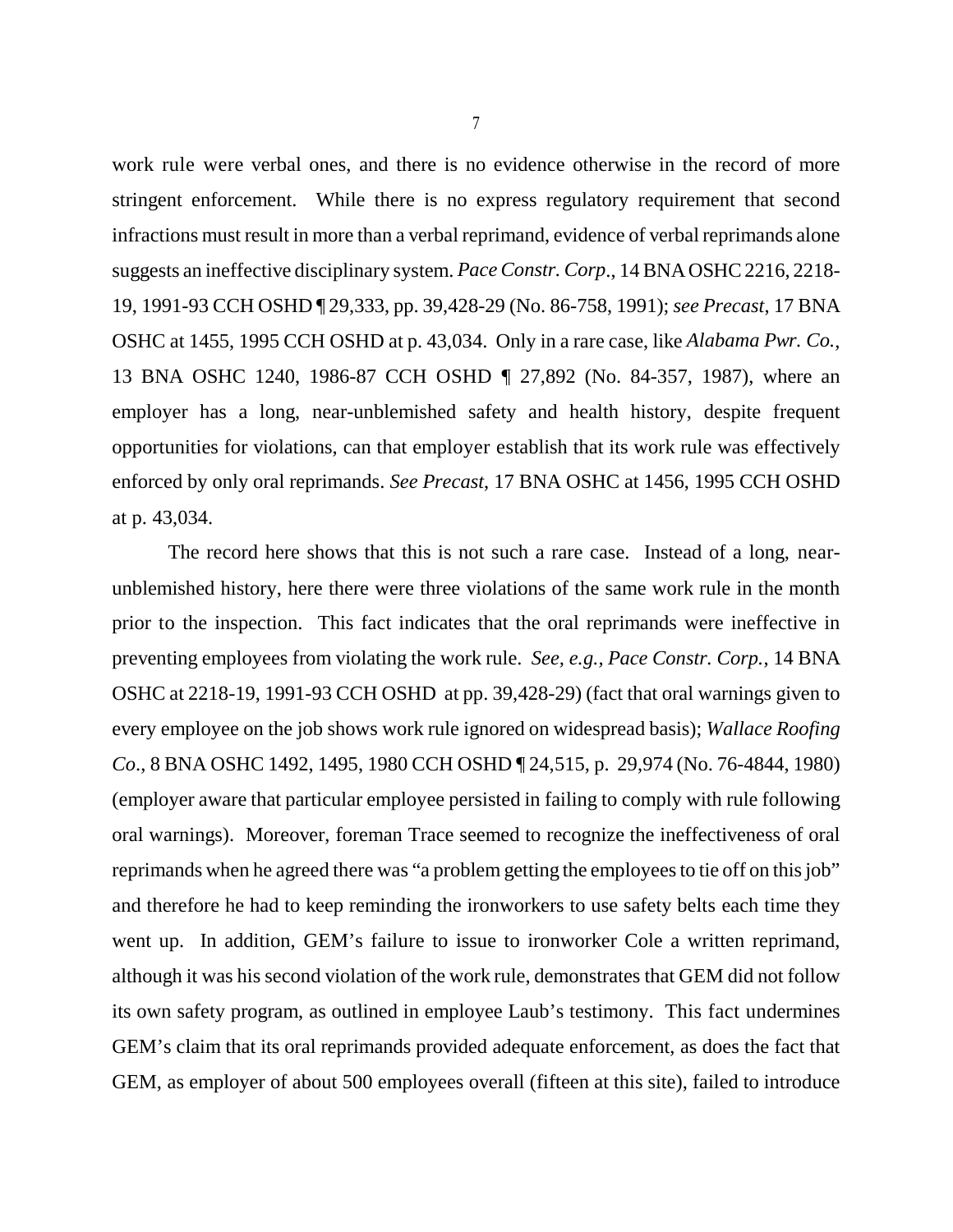work rule were verbal ones, and there is no evidence otherwise in the record of more stringent enforcement. While there is no express regulatory requirement that second infractions must result in more than a verbal reprimand, evidence of verbal reprimands alone suggests an ineffective disciplinary system. *Pace Constr. Corp*., 14 BNA OSHC 2216, 2218-19, 1991-93 CCH OSHD ¶ 29,333, pp. 39,428-29 (No. 86-758, 1991); *see Precast*, 17 BNA OSHC at 1455, 1995 CCH OSHD at p. 43,034. Only in a rare case, like *Alabama Pwr. Co.*, 13 BNA OSHC 1240, 1986-87 CCH OSHD ¶ 27,892 (No. 84-357, 1987), where an employer has a long, near-unblemished safety and health history, despite frequent opportunities for violations, can that employer establish that its work rule was effectively enforced by only oral reprimands. *See Precast*, 17 BNA OSHC at 1456, 1995 CCH OSHD at p. 43,034.

The record here shows that this is not such a rare case. Instead of a long, near-unblemished history, here there were three violations of the same work rule in the month prior to the inspection. This fact indicates that the oral reprimands were ineffective in preventing employees from violating the work rule. *See, e.g., Pace Constr. Corp.*, 14 BNA OSHC at 2218-19, 1991-93 CCH OSHD at pp. 39,428-29) (fact that oral warnings given to every employee on the job shows work rule ignored on widespread basis); *Wallace Roofing Co*., 8 BNA OSHC 1492, 1495, 1980 CCH OSHD ¶ 24,515, p. 29,974 (No. 76-4844, 1980) (employer aware that particular employee persisted in failing to comply with rule following oral warnings). Moreover, foreman Trace seemed to recognize the ineffectiveness of oral reprimands when he agreed there was "a problem getting the employees to tie off on this job" and therefore he had to keep reminding the ironworkers to use safety belts each time they went up. In addition, GEM's failure to issue to ironworker Cole a written reprimand, although it was his second violation of the work rule, demonstrates that GEM did not follow its own safety program, as outlined in employee Laub's testimony. This fact undermines GEM's claim that its oral reprimands provided adequate enforcement, as does the fact that GEM, as employer of about 500 employees overall (fifteen at this site), failed to introduce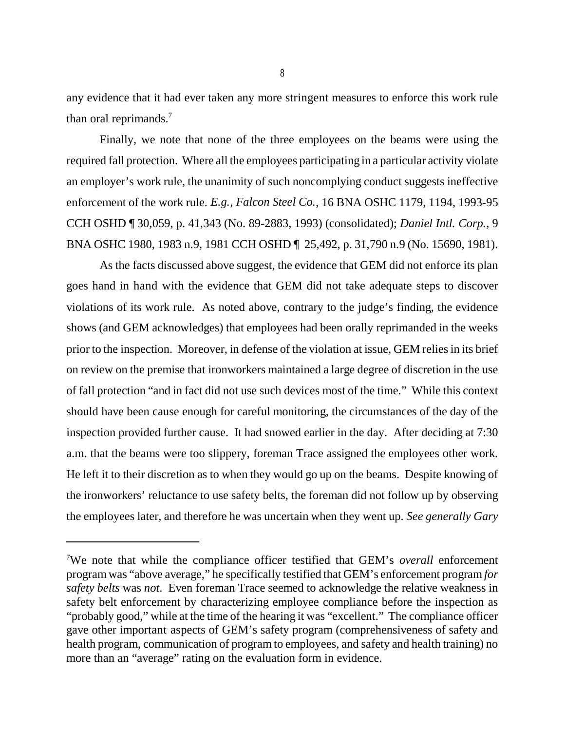any evidence that it had ever taken any more stringent measures to enforce this work rule than oral reprimands.[7]

Finally, we note that none of the three employees on the beams were using the required fall protection. Where all the employees participating in a particular activity violate an employer's work rule, the unanimity of such noncomplying conduct suggests ineffective enforcement of the work rule. *E.g.*, *Falcon Steel Co.*, 16 BNA OSHC 1179, 1194, 1993-95 CCH OSHD ¶ 30,059, p. 41,343 (No. 89-2883, 1993) (consolidated); *Daniel Intl. Corp.*, 9 BNA OSHC 1980, 1983 n.9, 1981 CCH OSHD ¶ 25,492, p. 31,790 n.9 (No. 15690, 1981).

As the facts discussed above suggest, the evidence that GEM did not enforce its plan goes hand in hand with the evidence that GEM did not take adequate steps to discover violations of its work rule. As noted above, contrary to the judge's finding, the evidence shows (and GEM acknowledges) that employees had been orally reprimanded in the weeks prior to the inspection. Moreover, in defense of the violation at issue, GEM relies in its brief on review on the premise that ironworkers maintained a large degree of discretion in the use of fall protection "and in fact did not use such devices most of the time." While this context should have been cause enough for careful monitoring, the circumstances of the day of the inspection provided further cause. It had snowed earlier in the day. After deciding at 7:30 a.m. that the beams were too slippery, foreman Trace assigned the employees other work. He left it to their discretion as to when they would go up on the beams. Despite knowing of the ironworkers' reluctance to use safety belts, the foreman did not follow up by observing the employees later, and therefore he was uncertain when they went up. *See generally Gary*

---

[7]We note that while the compliance officer testified that GEM's *overall* enforcement program was "above average," he specifically testified that GEM's enforcement program *for safety belts* was *not*. Even foreman Trace seemed to acknowledge the relative weakness in safety belt enforcement by characterizing employee compliance before the inspection as "probably good," while at the time of the hearing it was "excellent." The compliance officer gave other important aspects of GEM's safety program (comprehensiveness of safety and health program, communication of program to employees, and safety and health training) no more than an "average" rating on the evaluation form in evidence.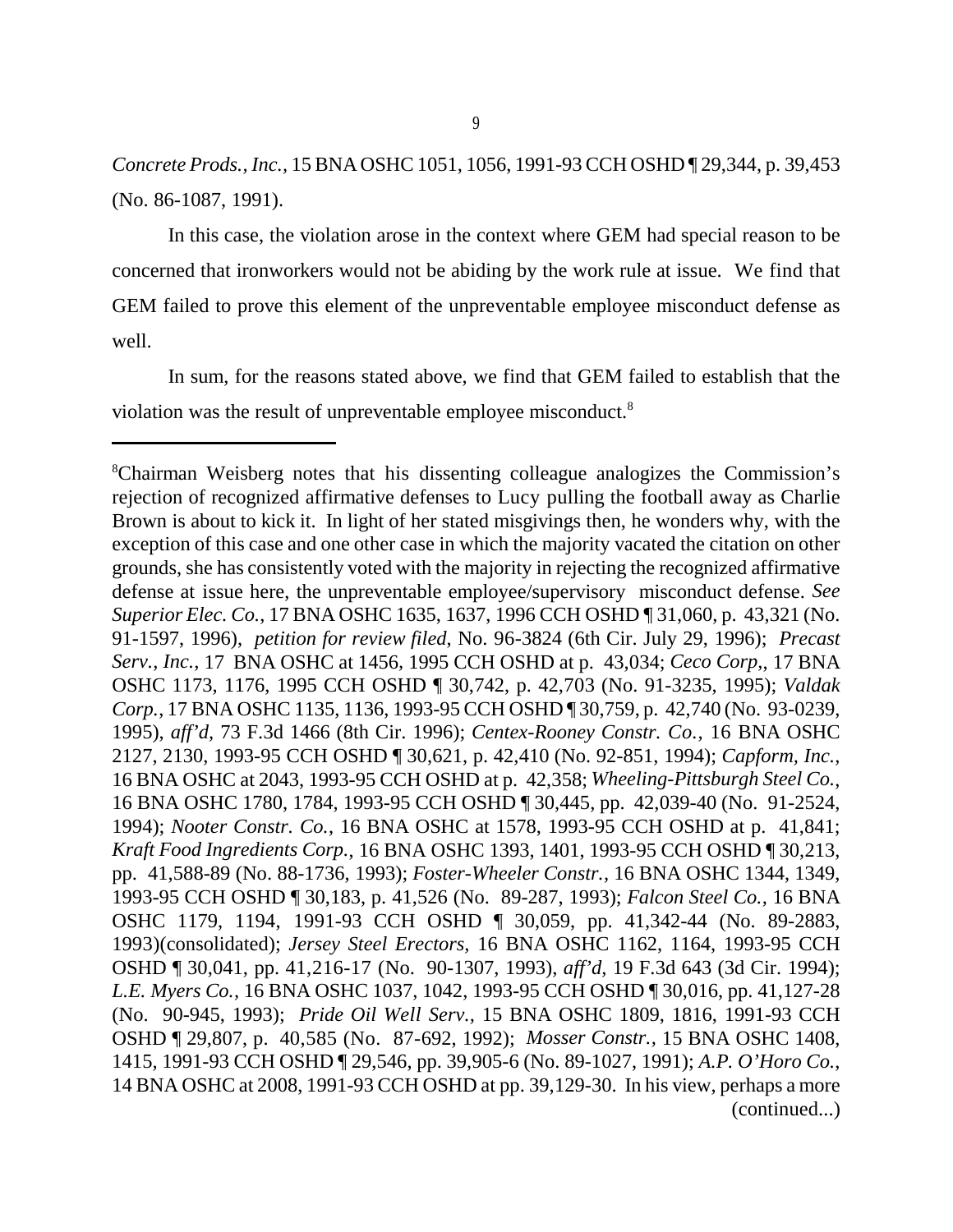*Concrete Prods., Inc.*, 15 BNA OSHC 1051, 1056, 1991-93 CCH OSHD ¶ 29,344, p. 39,453 (No. 86-1087, 1991).

In this case, the violation arose in the context where GEM had special reason to be concerned that ironworkers would not be abiding by the work rule at issue. We find that GEM failed to prove this element of the unpreventable employee misconduct defense as well.

In sum, for the reasons stated above, we find that GEM failed to establish that the violation was the result of unpreventable employee misconduct.[8]

---

[8]Chairman Weisberg notes that his dissenting colleague analogizes the Commission's rejection of recognized affirmative defenses to Lucy pulling the football away as Charlie Brown is about to kick it. In light of her stated misgivings then, he wonders why, with the exception of this case and one other case in which the majority vacated the citation on other grounds, she has consistently voted with the majority in rejecting the recognized affirmative defense at issue here, the unpreventable employee/supervisory misconduct defense. *See Superior Elec. Co.*, 17 BNA OSHC 1635, 1637, 1996 CCH OSHD ¶ 31,060, p. 43,321 (No. 91-1597, 1996), *petition for review filed*, No. 96-3824 (6th Cir. July 29, 1996); *Precast Serv., Inc.*, 17 BNA OSHC at 1456, 1995 CCH OSHD at p. 43,034; *Ceco Corp*,, 17 BNA OSHC 1173, 1176, 1995 CCH OSHD ¶ 30,742, p. 42,703 (No. 91-3235, 1995); *Valdak Corp.*, 17 BNA OSHC 1135, 1136, 1993-95 CCH OSHD ¶ 30,759, p. 42,740 (No. 93-0239, 1995), *aff'd*, 73 F.3d 1466 (8th Cir. 1996); *Centex-Rooney Constr. Co.*, 16 BNA OSHC 2127, 2130, 1993-95 CCH OSHD ¶ 30,621, p. 42,410 (No. 92-851, 1994); *Capform, Inc.*, 16 BNA OSHC at 2043, 1993-95 CCH OSHD at p. 42,358; *Wheeling-Pittsburgh Steel Co.*, 16 BNA OSHC 1780, 1784, 1993-95 CCH OSHD ¶ 30,445, pp. 42,039-40 (No. 91-2524, 1994); *Nooter Constr. Co.*, 16 BNA OSHC at 1578, 1993-95 CCH OSHD at p. 41,841; *Kraft Food Ingredients Corp.*, 16 BNA OSHC 1393, 1401, 1993-95 CCH OSHD ¶ 30,213, pp. 41,588-89 (No. 88-1736, 1993); *Foster-Wheeler Constr.*, 16 BNA OSHC 1344, 1349, 1993-95 CCH OSHD ¶ 30,183, p. 41,526 (No. 89-287, 1993); *Falcon Steel Co.*, 16 BNA OSHC 1179, 1194, 1991-93 CCH OSHD ¶ 30,059, pp. 41,342-44 (No. 89-2883, 1993)(consolidated); *Jersey Steel Erectors*, 16 BNA OSHC 1162, 1164, 1993-95 CCH OSHD ¶ 30,041, pp. 41,216-17 (No. 90-1307, 1993), *aff'd*, 19 F.3d 643 (3d Cir. 1994); *L.E. Myers Co.*, 16 BNA OSHC 1037, 1042, 1993-95 CCH OSHD ¶ 30,016, pp. 41,127-28 (No. 90-945, 1993); *Pride Oil Well Serv.*, 15 BNA OSHC 1809, 1816, 1991-93 CCH OSHD ¶ 29,807, p. 40,585 (No. 87-692, 1992); *Mosser Constr.*, 15 BNA OSHC 1408, 1415, 1991-93 CCH OSHD ¶ 29,546, pp. 39,905-6 (No. 89-1027, 1991); *A.P. O'Horo Co.*, 14 BNA OSHC at 2008, 1991-93 CCH OSHD at pp. 39,129-30. In his view, perhaps a more (continued...)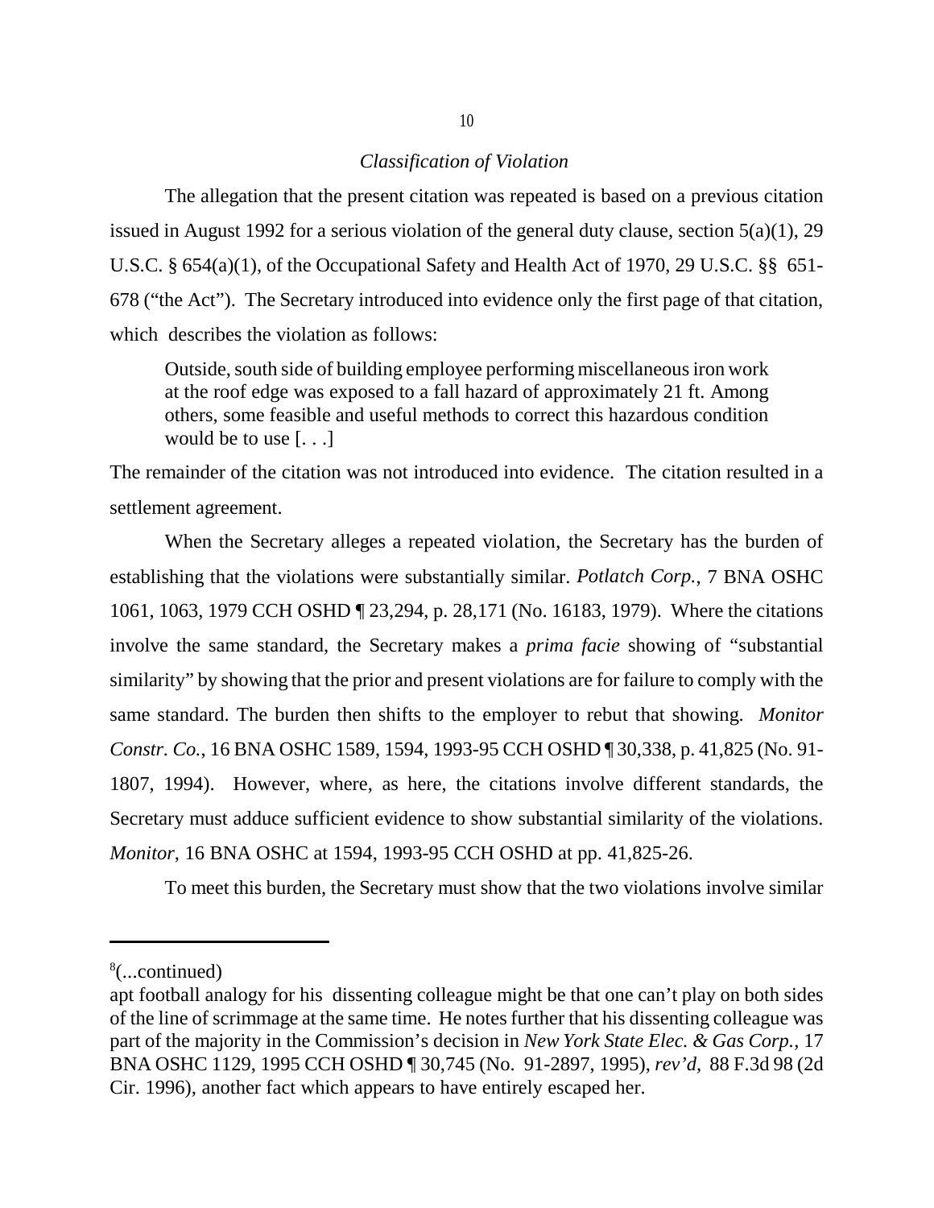*Classification of Violation*

The allegation that the present citation was repeated is based on a previous citation issued in August 1992 for a serious violation of the general duty clause, section 5(a)(1), 29 U.S.C. § 654(a)(1), of the Occupational Safety and Health Act of 1970, 29 U.S.C. §§ 651-678 ("the Act"). The Secretary introduced into evidence only the first page of that citation, which describes the violation as follows:

> Outside, south side of building employee performing miscellaneous iron work at the roof edge was exposed to a fall hazard of approximately 21 ft. Among others, some feasible and useful methods to correct this hazardous condition would be to use [. . .]

The remainder of the citation was not introduced into evidence. The citation resulted in a settlement agreement.

When the Secretary alleges a repeated violation, the Secretary has the burden of establishing that the violations were substantially similar. *Potlatch Corp.*, 7 BNA OSHC 1061, 1063, 1979 CCH OSHD ¶ 23,294, p. 28,171 (No. 16183, 1979). Where the citations involve the same standard, the Secretary makes a *prima facie* showing of "substantial similarity" by showing that the prior and present violations are for failure to comply with the same standard. The burden then shifts to the employer to rebut that showing. *Monitor Constr. Co.*, 16 BNA OSHC 1589, 1594, 1993-95 CCH OSHD ¶ 30,338, p. 41,825 (No. 91-1807, 1994). However, where, as here, the citations involve different standards, the Secretary must adduce sufficient evidence to show substantial similarity of the violations. *Monitor*, 16 BNA OSHC at 1594, 1993-95 CCH OSHD at pp. 41,825-26.

To meet this burden, the Secretary must show that the two violations involve similar

---

[8](...continued)

apt football analogy for his dissenting colleague might be that one can't play on both sides of the line of scrimmage at the same time. He notes further that his dissenting colleague was part of the majority in the Commission's decision in *New York State Elec. & Gas Corp.*, 17 BNA OSHC 1129, 1995 CCH OSHD ¶ 30,745 (No. 91-2897, 1995), *rev'd*, 88 F.3d 98 (2d Cir. 1996), another fact which appears to have entirely escaped her.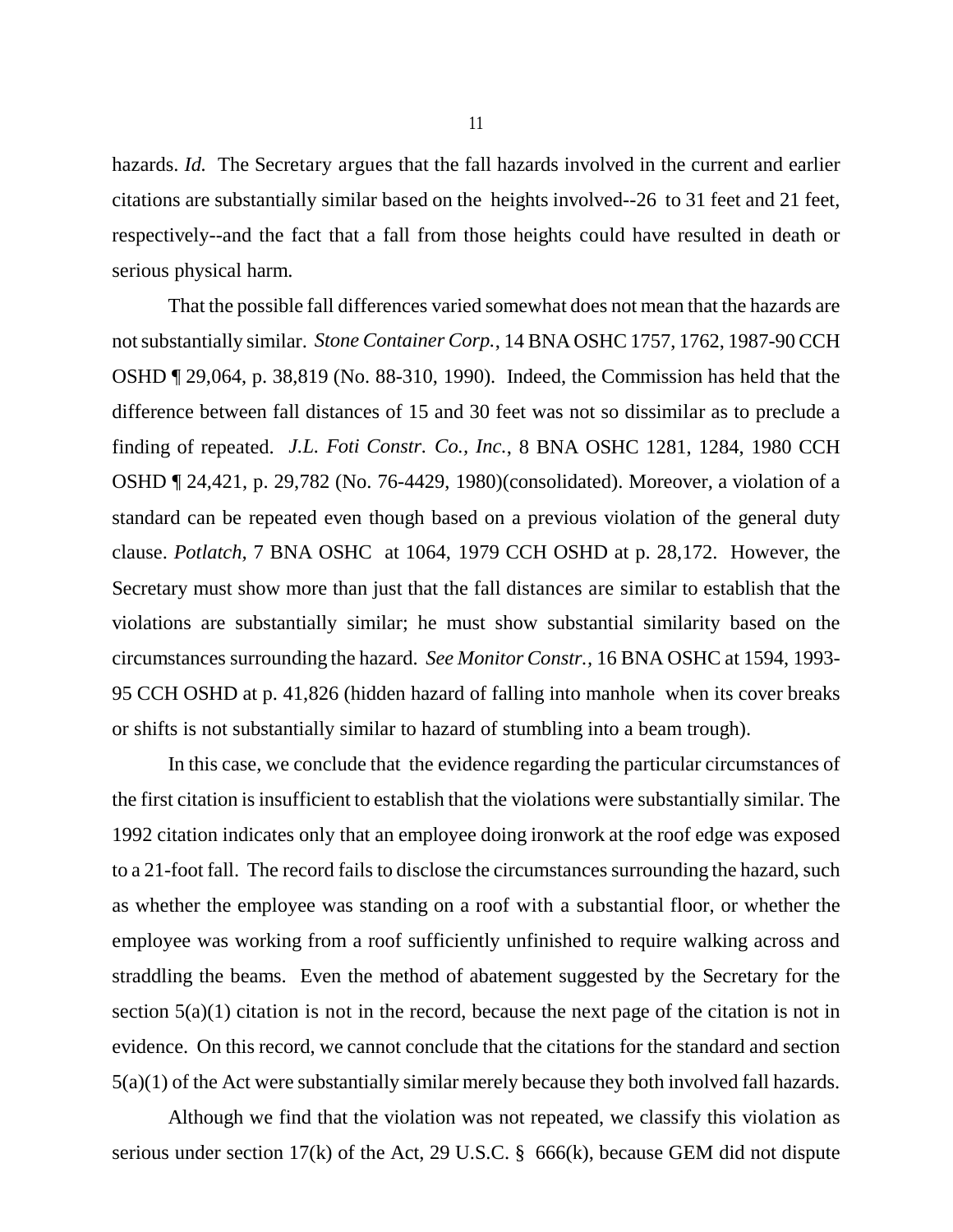hazards. *Id.* The Secretary argues that the fall hazards involved in the current and earlier citations are substantially similar based on the heights involved--26 to 31 feet and 21 feet, respectively--and the fact that a fall from those heights could have resulted in death or serious physical harm.

That the possible fall differences varied somewhat does not mean that the hazards are not substantially similar. *Stone Container Corp.*, 14 BNA OSHC 1757, 1762, 1987-90 CCH OSHD ¶ 29,064, p. 38,819 (No. 88-310, 1990). Indeed, the Commission has held that the difference between fall distances of 15 and 30 feet was not so dissimilar as to preclude a finding of repeated. *J.L. Foti Constr. Co., Inc.*, 8 BNA OSHC 1281, 1284, 1980 CCH OSHD ¶ 24,421, p. 29,782 (No. 76-4429, 1980)(consolidated). Moreover, a violation of a standard can be repeated even though based on a previous violation of the general duty clause. *Potlatch*, 7 BNA OSHC at 1064, 1979 CCH OSHD at p. 28,172. However, the Secretary must show more than just that the fall distances are similar to establish that the violations are substantially similar; he must show substantial similarity based on the circumstances surrounding the hazard. *See Monitor Constr.*, 16 BNA OSHC at 1594, 1993-95 CCH OSHD at p. 41,826 (hidden hazard of falling into manhole when its cover breaks or shifts is not substantially similar to hazard of stumbling into a beam trough).

In this case, we conclude that the evidence regarding the particular circumstances of the first citation is insufficient to establish that the violations were substantially similar. The 1992 citation indicates only that an employee doing ironwork at the roof edge was exposed to a 21-foot fall. The record fails to disclose the circumstances surrounding the hazard, such as whether the employee was standing on a roof with a substantial floor, or whether the employee was working from a roof sufficiently unfinished to require walking across and straddling the beams. Even the method of abatement suggested by the Secretary for the section 5(a)(1) citation is not in the record, because the next page of the citation is not in evidence. On this record, we cannot conclude that the citations for the standard and section 5(a)(1) of the Act were substantially similar merely because they both involved fall hazards.

Although we find that the violation was not repeated, we classify this violation as serious under section 17(k) of the Act, 29 U.S.C. § 666(k), because GEM did not dispute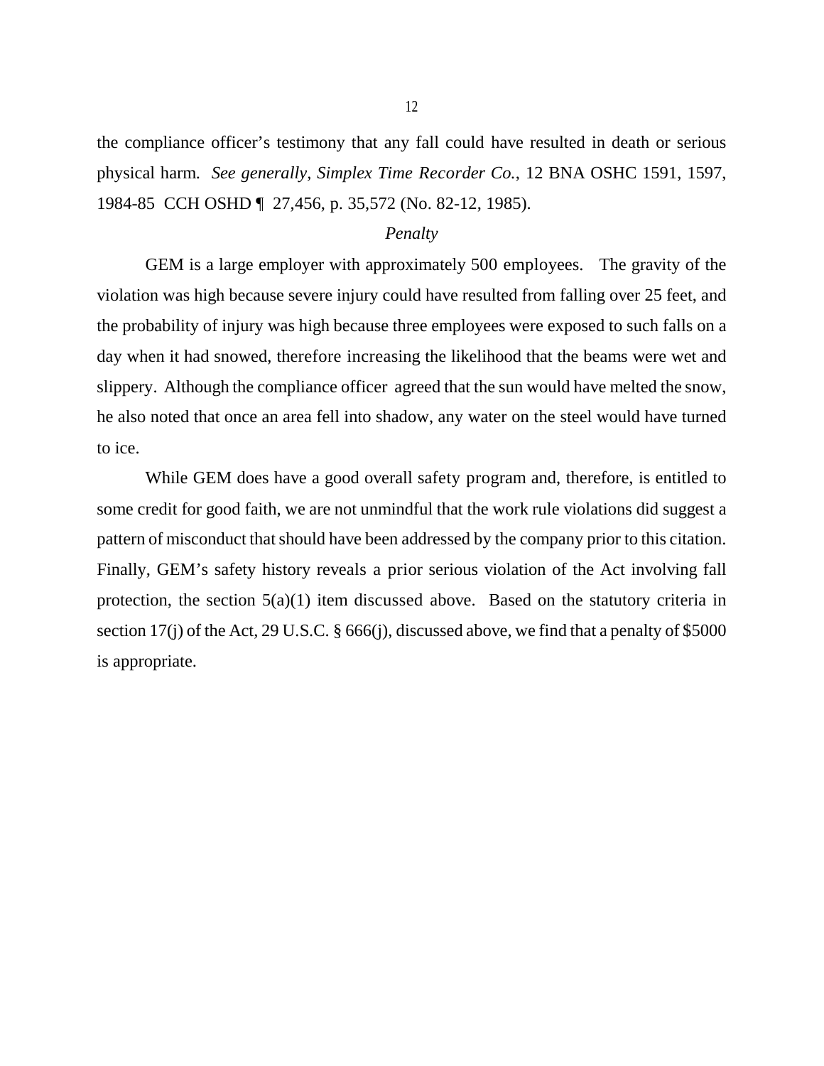the compliance officer's testimony that any fall could have resulted in death or serious physical harm. *See generally, Simplex Time Recorder Co.*, 12 BNA OSHC 1591, 1597, 1984-85 CCH OSHD ¶ 27,456, p. 35,572 (No. 82-12, 1985).

*Penalty*

GEM is a large employer with approximately 500 employees. The gravity of the violation was high because severe injury could have resulted from falling over 25 feet, and the probability of injury was high because three employees were exposed to such falls on a day when it had snowed, therefore increasing the likelihood that the beams were wet and slippery. Although the compliance officer agreed that the sun would have melted the snow, he also noted that once an area fell into shadow, any water on the steel would have turned to ice.

While GEM does have a good overall safety program and, therefore, is entitled to some credit for good faith, we are not unmindful that the work rule violations did suggest a pattern of misconduct that should have been addressed by the company prior to this citation. Finally, GEM's safety history reveals a prior serious violation of the Act involving fall protection, the section 5(a)(1) item discussed above. Based on the statutory criteria in section 17(j) of the Act, 29 U.S.C. § 666(j), discussed above, we find that a penalty of $5000 is appropriate.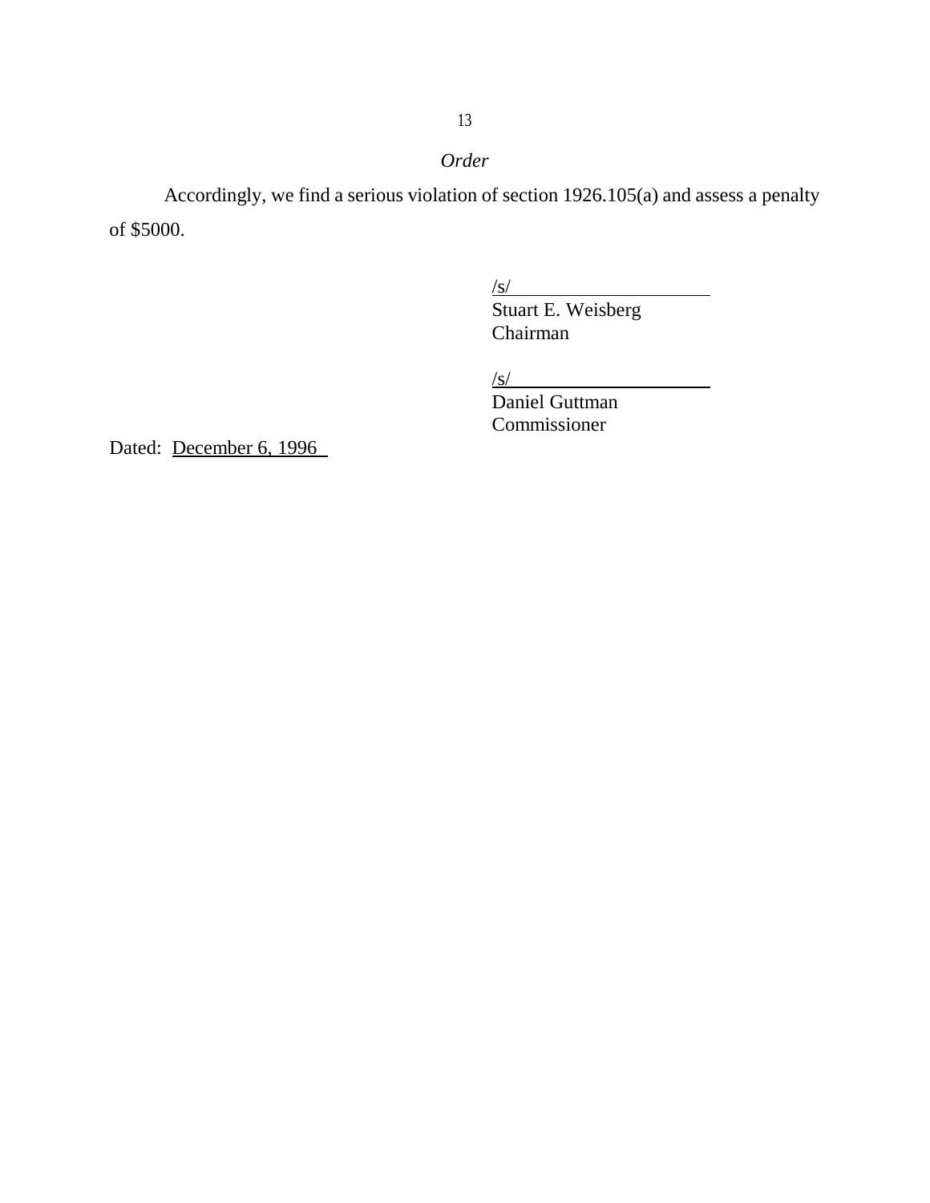*Order*

Accordingly, we find a serious violation of section 1926.105(a) and assess a penalty of $5000.

/s/
Stuart E. Weisberg
Chairman

/s/
Daniel Guttman
Commissioner

Dated: December 6, 1996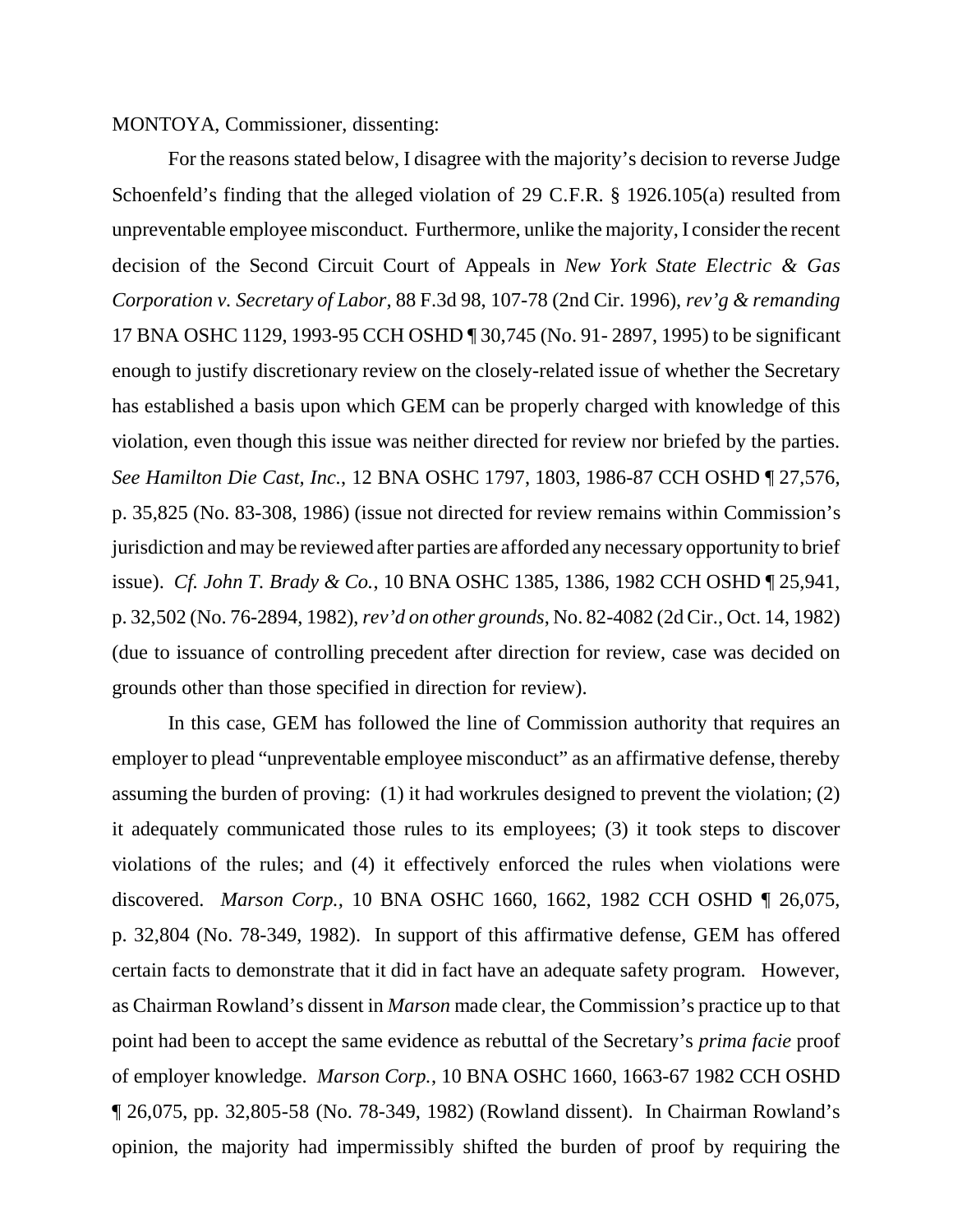MONTOYA, Commissioner, dissenting:

For the reasons stated below, I disagree with the majority's decision to reverse Judge Schoenfeld's finding that the alleged violation of 29 C.F.R. § 1926.105(a) resulted from unpreventable employee misconduct. Furthermore, unlike the majority, I consider the recent decision of the Second Circuit Court of Appeals in *New York State Electric & Gas Corporation v. Secretary of Labor*, 88 F.3d 98, 107-78 (2nd Cir. 1996), *rev'g & remanding* 17 BNA OSHC 1129, 1993-95 CCH OSHD ¶ 30,745 (No. 91- 2897, 1995) to be significant enough to justify discretionary review on the closely-related issue of whether the Secretary has established a basis upon which GEM can be properly charged with knowledge of this violation, even though this issue was neither directed for review nor briefed by the parties. *See Hamilton Die Cast, Inc.*, 12 BNA OSHC 1797, 1803, 1986-87 CCH OSHD ¶ 27,576, p. 35,825 (No. 83-308, 1986) (issue not directed for review remains within Commission's jurisdiction and may be reviewed after parties are afforded any necessary opportunity to brief issue). *Cf. John T. Brady & Co.*, 10 BNA OSHC 1385, 1386, 1982 CCH OSHD ¶ 25,941, p. 32,502 (No. 76-2894, 1982), *rev'd on other grounds*, No. 82-4082 (2d Cir., Oct. 14, 1982) (due to issuance of controlling precedent after direction for review, case was decided on grounds other than those specified in direction for review).

In this case, GEM has followed the line of Commission authority that requires an employer to plead "unpreventable employee misconduct" as an affirmative defense, thereby assuming the burden of proving: (1) it had workrules designed to prevent the violation; (2) it adequately communicated those rules to its employees; (3) it took steps to discover violations of the rules; and (4) it effectively enforced the rules when violations were discovered. *Marson Corp.*, 10 BNA OSHC 1660, 1662, 1982 CCH OSHD ¶ 26,075, p. 32,804 (No. 78-349, 1982). In support of this affirmative defense, GEM has offered certain facts to demonstrate that it did in fact have an adequate safety program. However, as Chairman Rowland's dissent in *Marson* made clear, the Commission's practice up to that point had been to accept the same evidence as rebuttal of the Secretary's *prima facie* proof of employer knowledge. *Marson Corp.*, 10 BNA OSHC 1660, 1663-67 1982 CCH OSHD ¶ 26,075, pp. 32,805-58 (No. 78-349, 1982) (Rowland dissent). In Chairman Rowland's opinion, the majority had impermissibly shifted the burden of proof by requiring the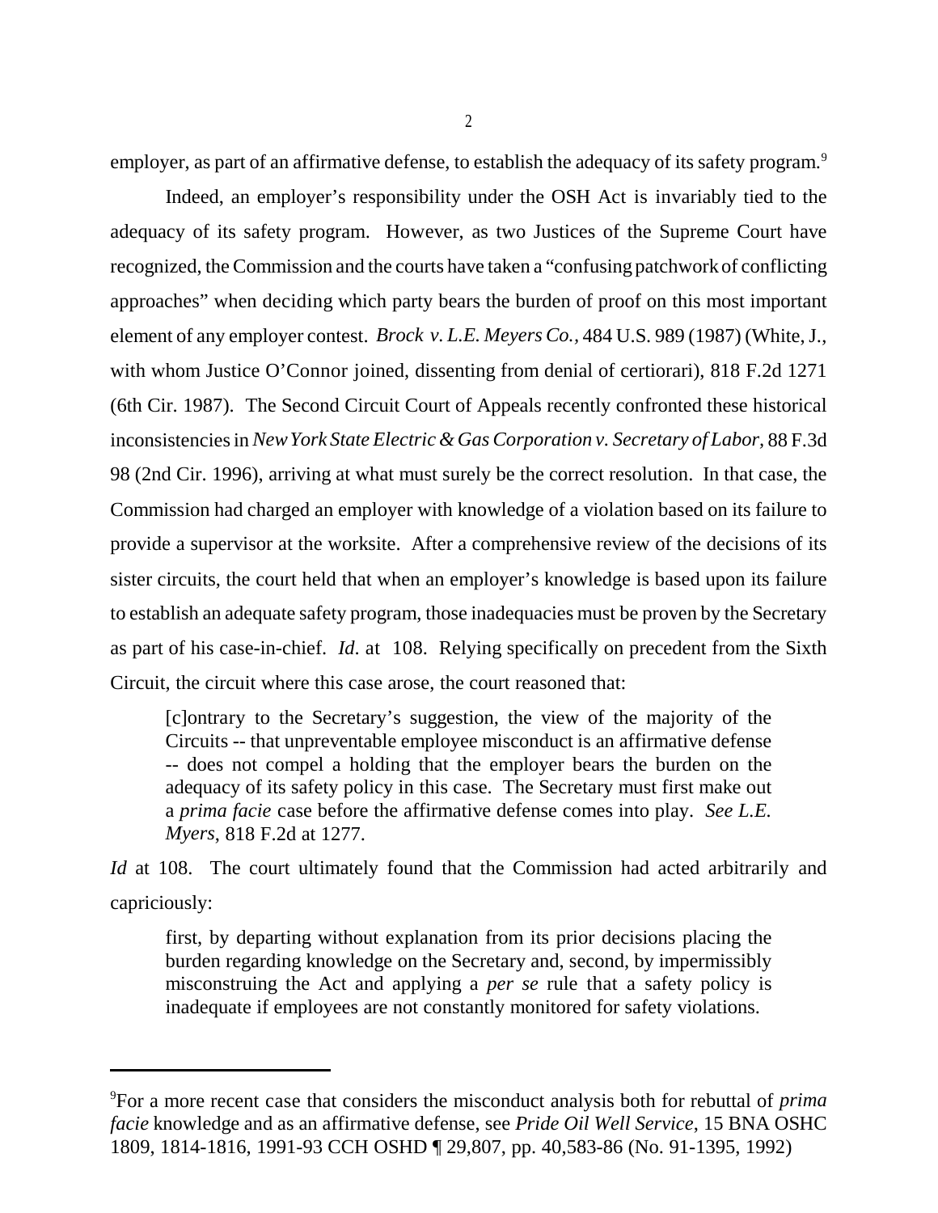employer, as part of an affirmative defense, to establish the adequacy of its safety program.[9]

Indeed, an employer's responsibility under the OSH Act is invariably tied to the adequacy of its safety program. However, as two Justices of the Supreme Court have recognized, the Commission and the courts have taken a "confusing patchwork of conflicting approaches" when deciding which party bears the burden of proof on this most important element of any employer contest. *Brock v. L.E. Meyers Co.*, 484 U.S. 989 (1987) (White, J., with whom Justice O'Connor joined, dissenting from denial of certiorari), 818 F.2d 1271 (6th Cir. 1987). The Second Circuit Court of Appeals recently confronted these historical inconsistencies in *New York State Electric & Gas Corporation v. Secretary of Labor*, 88 F.3d 98 (2nd Cir. 1996), arriving at what must surely be the correct resolution. In that case, the Commission had charged an employer with knowledge of a violation based on its failure to provide a supervisor at the worksite. After a comprehensive review of the decisions of its sister circuits, the court held that when an employer's knowledge is based upon its failure to establish an adequate safety program, those inadequacies must be proven by the Secretary as part of his case-in-chief. *Id*. at 108. Relying specifically on precedent from the Sixth Circuit, the circuit where this case arose, the court reasoned that:

> [c]ontrary to the Secretary's suggestion, the view of the majority of the Circuits -- that unpreventable employee misconduct is an affirmative defense -- does not compel a holding that the employer bears the burden on the adequacy of its safety policy in this case. The Secretary must first make out a *prima facie* case before the affirmative defense comes into play. *See L.E. Myers*, 818 F.2d at 1277.

*Id* at 108. The court ultimately found that the Commission had acted arbitrarily and capriciously:

> first, by departing without explanation from its prior decisions placing the burden regarding knowledge on the Secretary and, second, by impermissibly misconstruing the Act and applying a *per se* rule that a safety policy is inadequate if employees are not constantly monitored for safety violations.

---

[9]For a more recent case that considers the misconduct analysis both for rebuttal of *prima facie* knowledge and as an affirmative defense, see *Pride Oil Well Service*, 15 BNA OSHC 1809, 1814-1816, 1991-93 CCH OSHD ¶ 29,807, pp. 40,583-86 (No. 91-1395, 1992)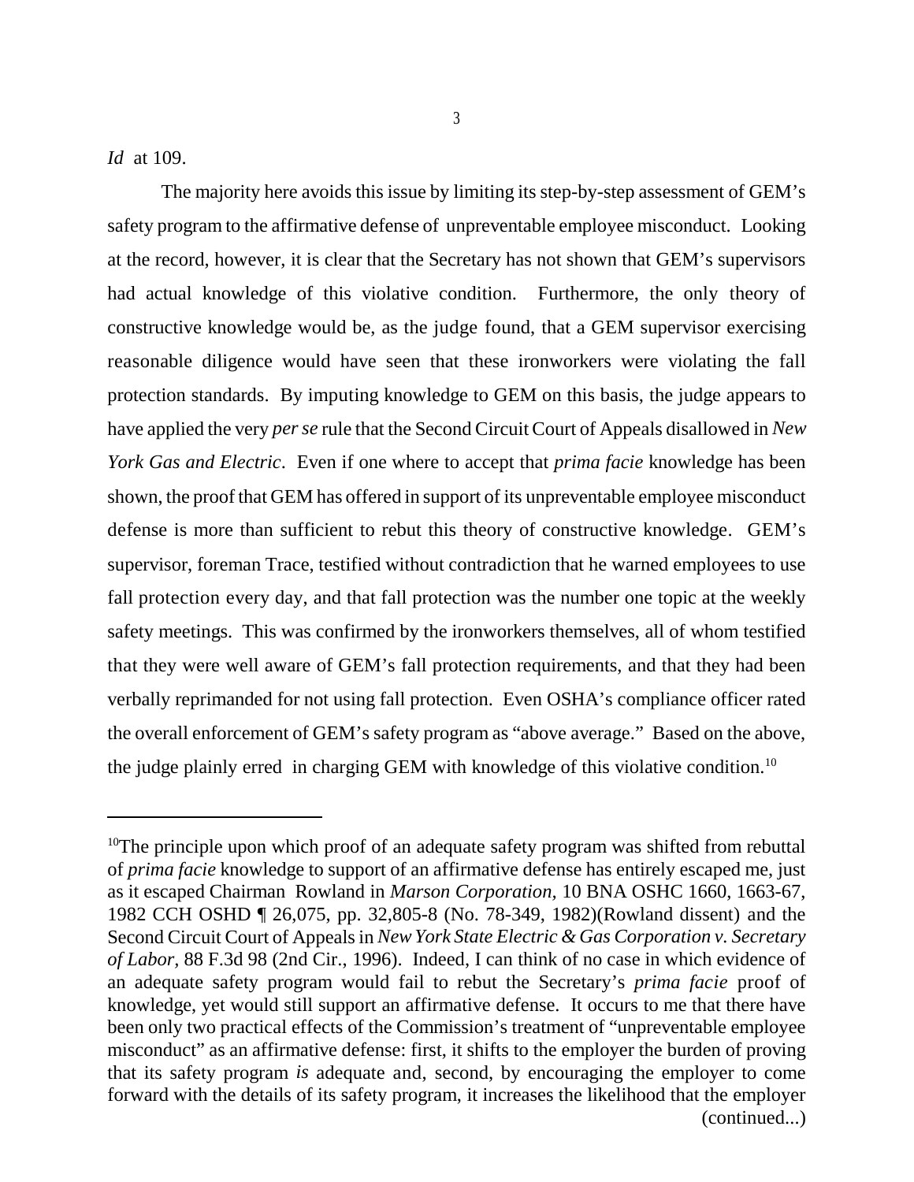*Id* at 109.

The majority here avoids this issue by limiting its step-by-step assessment of GEM's safety program to the affirmative defense of unpreventable employee misconduct. Looking at the record, however, it is clear that the Secretary has not shown that GEM's supervisors had actual knowledge of this violative condition. Furthermore, the only theory of constructive knowledge would be, as the judge found, that a GEM supervisor exercising reasonable diligence would have seen that these ironworkers were violating the fall protection standards. By imputing knowledge to GEM on this basis, the judge appears to have applied the very *per se* rule that the Second Circuit Court of Appeals disallowed in *New York Gas and Electric*. Even if one where to accept that *prima facie* knowledge has been shown, the proof that GEM has offered in support of its unpreventable employee misconduct defense is more than sufficient to rebut this theory of constructive knowledge. GEM's supervisor, foreman Trace, testified without contradiction that he warned employees to use fall protection every day, and that fall protection was the number one topic at the weekly safety meetings. This was confirmed by the ironworkers themselves, all of whom testified that they were well aware of GEM's fall protection requirements, and that they had been verbally reprimanded for not using fall protection. Even OSHA's compliance officer rated the overall enforcement of GEM's safety program as "above average." Based on the above, the judge plainly erred in charging GEM with knowledge of this violative condition.[10]

---

[10]The principle upon which proof of an adequate safety program was shifted from rebuttal of *prima facie* knowledge to support of an affirmative defense has entirely escaped me, just as it escaped Chairman Rowland in *Marson Corporation,* 10 BNA OSHC 1660, 1663-67, 1982 CCH OSHD ¶ 26,075, pp. 32,805-8 (No. 78-349, 1982)(Rowland dissent) and the Second Circuit Court of Appeals in *New York State Electric & Gas Corporation v. Secretary of Labor,* 88 F.3d 98 (2nd Cir., 1996). Indeed, I can think of no case in which evidence of an adequate safety program would fail to rebut the Secretary's *prima facie* proof of knowledge, yet would still support an affirmative defense. It occurs to me that there have been only two practical effects of the Commission's treatment of "unpreventable employee misconduct" as an affirmative defense: first, it shifts to the employer the burden of proving that its safety program *is* adequate and, second, by encouraging the employer to come forward with the details of its safety program, it increases the likelihood that the employer (continued...)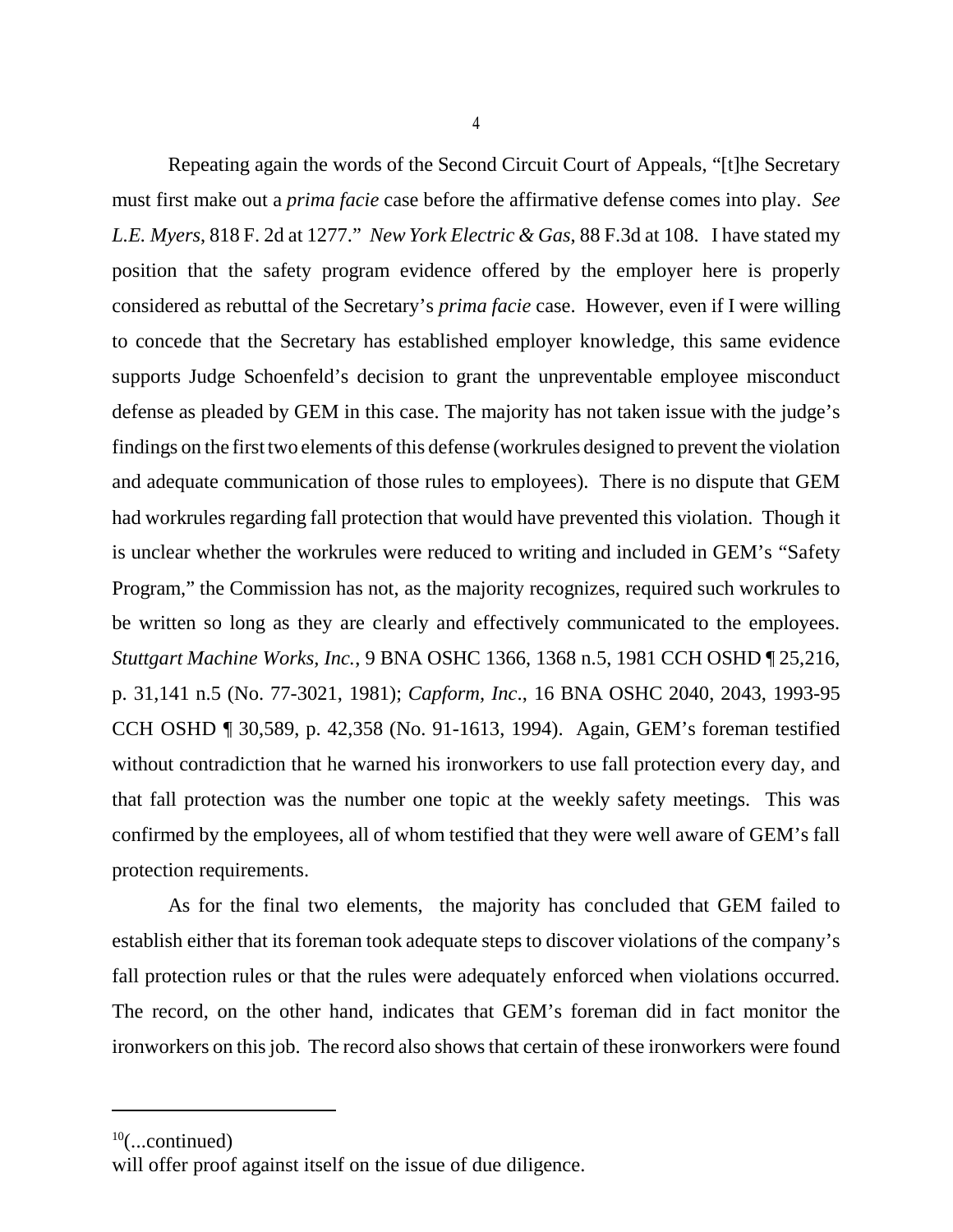Repeating again the words of the Second Circuit Court of Appeals, "[t]he Secretary must first make out a *prima facie* case before the affirmative defense comes into play. *See L.E. Myers*, 818 F. 2d at 1277." *New York Electric & Gas*, 88 F.3d at 108. I have stated my position that the safety program evidence offered by the employer here is properly considered as rebuttal of the Secretary's *prima facie* case. However, even if I were willing to concede that the Secretary has established employer knowledge, this same evidence supports Judge Schoenfeld's decision to grant the unpreventable employee misconduct defense as pleaded by GEM in this case. The majority has not taken issue with the judge's findings on the first two elements of this defense (workrules designed to prevent the violation and adequate communication of those rules to employees). There is no dispute that GEM had workrules regarding fall protection that would have prevented this violation. Though it is unclear whether the workrules were reduced to writing and included in GEM's "Safety Program," the Commission has not, as the majority recognizes, required such workrules to be written so long as they are clearly and effectively communicated to the employees. *Stuttgart Machine Works, Inc.*, 9 BNA OSHC 1366, 1368 n.5, 1981 CCH OSHD ¶ 25,216, p. 31,141 n.5 (No. 77-3021, 1981); *Capform, Inc.*, 16 BNA OSHC 2040, 2043, 1993-95 CCH OSHD ¶ 30,589, p. 42,358 (No. 91-1613, 1994). Again, GEM's foreman testified without contradiction that he warned his ironworkers to use fall protection every day, and that fall protection was the number one topic at the weekly safety meetings. This was confirmed by the employees, all of whom testified that they were well aware of GEM's fall protection requirements.

As for the final two elements, the majority has concluded that GEM failed to establish either that its foreman took adequate steps to discover violations of the company's fall protection rules or that the rules were adequately enforced when violations occurred. The record, on the other hand, indicates that GEM's foreman did in fact monitor the ironworkers on this job. The record also shows that certain of these ironworkers were found

---

[10](...continued)

will offer proof against itself on the issue of due diligence.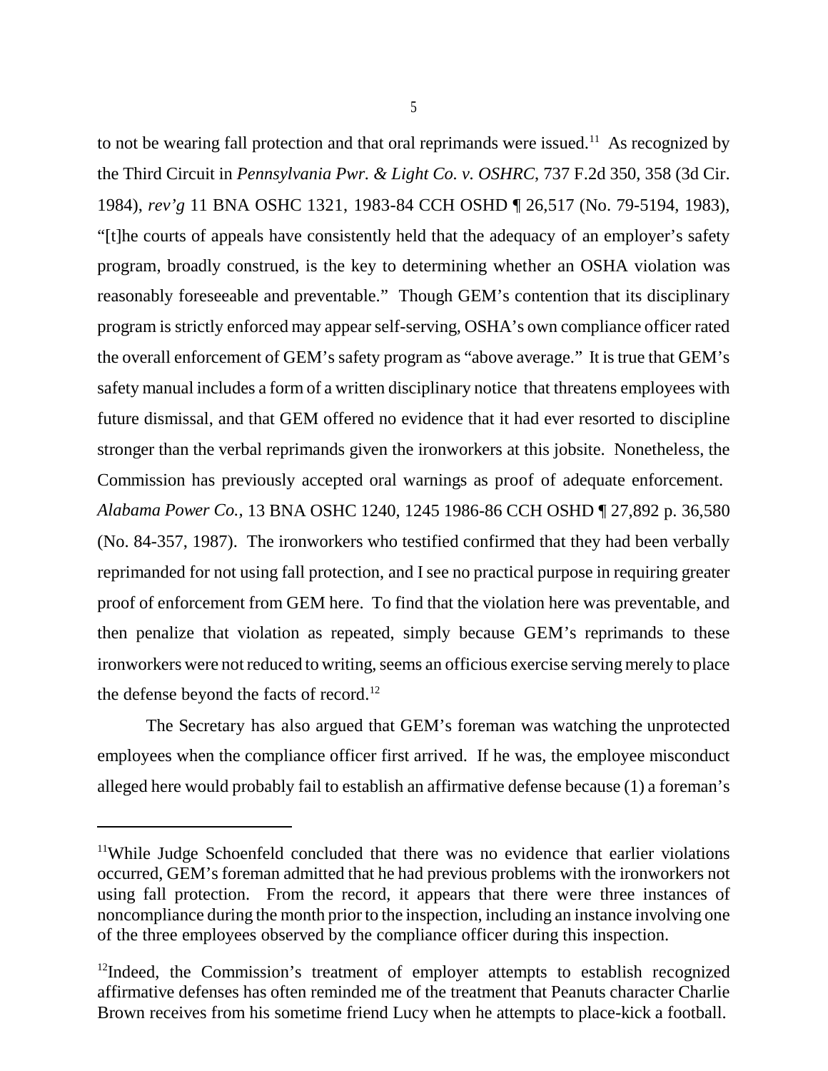to not be wearing fall protection and that oral reprimands were issued.[11] As recognized by the Third Circuit in *Pennsylvania Pwr. & Light Co. v. OSHRC*, 737 F.2d 350, 358 (3d Cir. 1984), *rev'g* 11 BNA OSHC 1321, 1983-84 CCH OSHD ¶ 26,517 (No. 79-5194, 1983), "[t]he courts of appeals have consistently held that the adequacy of an employer's safety program, broadly construed, is the key to determining whether an OSHA violation was reasonably foreseeable and preventable." Though GEM's contention that its disciplinary program is strictly enforced may appear self-serving, OSHA's own compliance officer rated the overall enforcement of GEM's safety program as "above average." It is true that GEM's safety manual includes a form of a written disciplinary notice that threatens employees with future dismissal, and that GEM offered no evidence that it had ever resorted to discipline stronger than the verbal reprimands given the ironworkers at this jobsite. Nonetheless, the Commission has previously accepted oral warnings as proof of adequate enforcement. *Alabama Power Co.*, 13 BNA OSHC 1240, 1245 1986-86 CCH OSHD ¶ 27,892 p. 36,580 (No. 84-357, 1987). The ironworkers who testified confirmed that they had been verbally reprimanded for not using fall protection, and I see no practical purpose in requiring greater proof of enforcement from GEM here. To find that the violation here was preventable, and then penalize that violation as repeated, simply because GEM's reprimands to these ironworkers were not reduced to writing, seems an officious exercise serving merely to place the defense beyond the facts of record.[12]

The Secretary has also argued that GEM's foreman was watching the unprotected employees when the compliance officer first arrived. If he was, the employee misconduct alleged here would probably fail to establish an affirmative defense because (1) a foreman's

---

[11]While Judge Schoenfeld concluded that there was no evidence that earlier violations occurred, GEM's foreman admitted that he had previous problems with the ironworkers not using fall protection. From the record, it appears that there were three instances of noncompliance during the month prior to the inspection, including an instance involving one of the three employees observed by the compliance officer during this inspection.

[12]Indeed, the Commission's treatment of employer attempts to establish recognized affirmative defenses has often reminded me of the treatment that Peanuts character Charlie Brown receives from his sometime friend Lucy when he attempts to place-kick a football.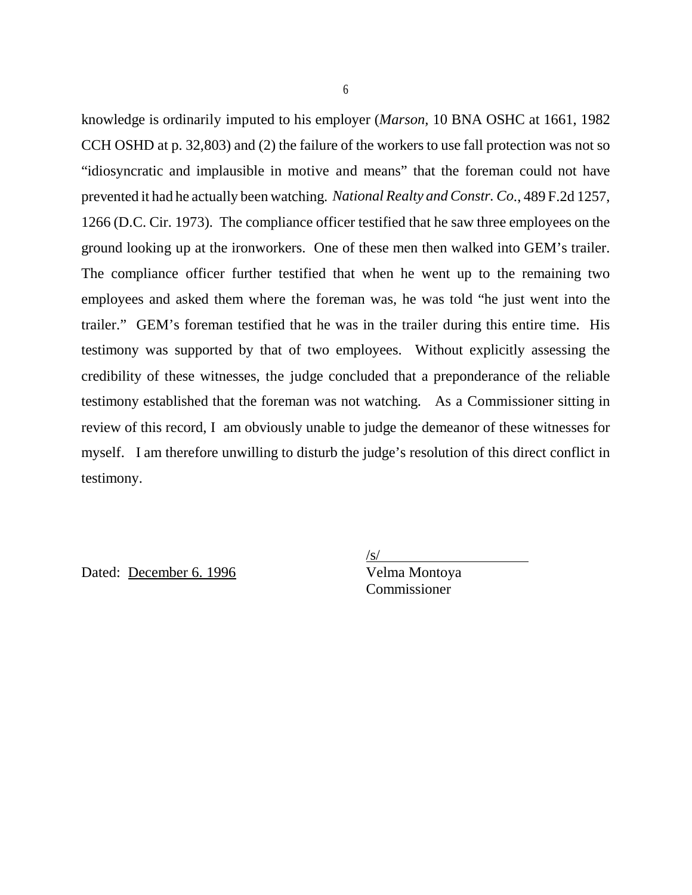knowledge is ordinarily imputed to his employer (*Marson*, 10 BNA OSHC at 1661, 1982 CCH OSHD at p. 32,803) and (2) the failure of the workers to use fall protection was not so "idiosyncratic and implausible in motive and means" that the foreman could not have prevented it had he actually been watching. *National Realty and Constr. Co.*, 489 F.2d 1257, 1266 (D.C. Cir. 1973). The compliance officer testified that he saw three employees on the ground looking up at the ironworkers. One of these men then walked into GEM's trailer. The compliance officer further testified that when he went up to the remaining two employees and asked them where the foreman was, he was told "he just went into the trailer." GEM's foreman testified that he was in the trailer during this entire time. His testimony was supported by that of two employees. Without explicitly assessing the credibility of these witnesses, the judge concluded that a preponderance of the reliable testimony established that the foreman was not watching. As a Commissioner sitting in review of this record, I am obviously unable to judge the demeanor of these witnesses for myself. I am therefore unwilling to disturb the judge's resolution of this direct conflict in testimony.

Dated: December 6. 1996

/s/
Velma Montoya
Commissioner